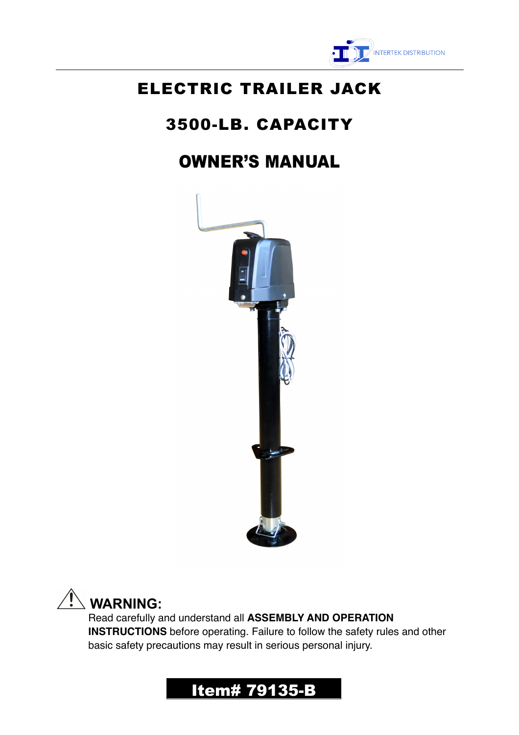INTERTEK DISTRIBUTION

# ELECTRIC TRAILER JACK

# 3500-LB. CAPACITY

# OWNER'S MANUAL

⚠ **WARNING:**

Read carefully and understand all **ASSEMBLY AND OPERATION INSTRUCTIONS** before operating. Failure to follow the safety rules and other basic safety precautions may result in serious personal injury.

**Item# 79135-B**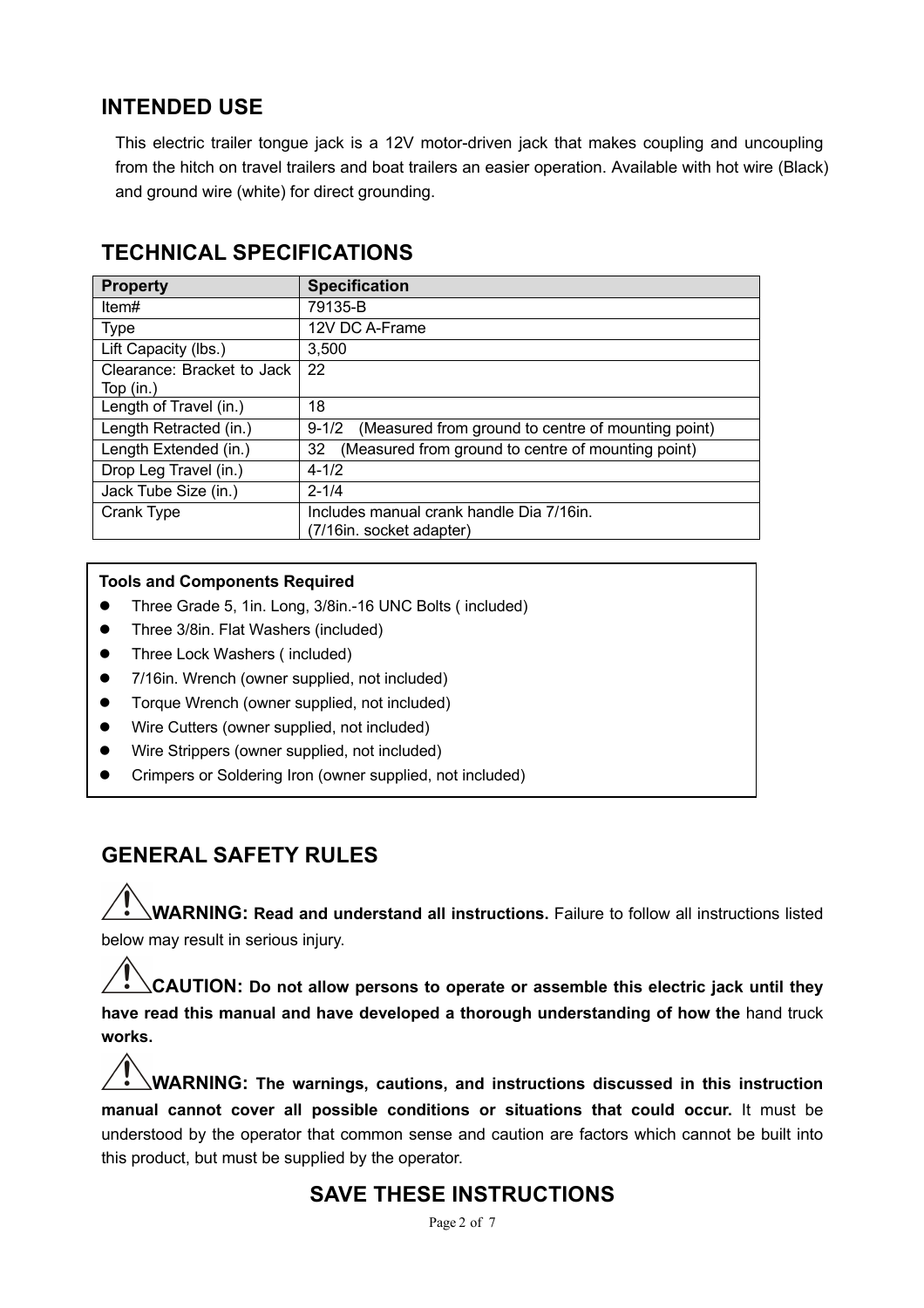## INTENDED USE

This electric trailer tongue jack is a 12V motor-driven jack that makes coupling and uncoupling from the hitch on travel trailers and boat trailers an easier operation. Available with hot wire (Black) and ground wire (white) for direct grounding.

## TECHNICAL SPECIFICATIONS

| Property | Specification |
|---|---|
| Item# | 79135-B |
| Type | 12V DC A-Frame |
| Lift Capacity (lbs.) | 3,500 |
| Clearance: Bracket to Jack Top (in.) | 22 |
| Length of Travel (in.) | 18 |
| Length Retracted (in.) | 9-1/2 (Measured from ground to centre of mounting point) |
| Length Extended (in.) | 32 (Measured from ground to centre of mounting point) |
| Drop Leg Travel (in.) | 4-1/2 |
| Jack Tube Size (in.) | 2-1/4 |
| Crank Type | Includes manual crank handle Dia 7/16in. (7/16in. socket adapter) |

**Tools and Components Required**

- Three Grade 5, 1in. Long, 3/8in.-16 UNC Bolts ( included)
- Three 3/8in. Flat Washers (included)
- Three Lock Washers ( included)
- 7/16in. Wrench (owner supplied, not included)
- Torque Wrench (owner supplied, not included)
- Wire Cutters (owner supplied, not included)
- Wire Strippers (owner supplied, not included)
- Crimpers or Soldering Iron (owner supplied, not included)

## GENERAL SAFETY RULES

⚠ **WARNING: Read and understand all instructions.** Failure to follow all instructions listed below may result in serious injury.

⚠ **CAUTION: Do not allow persons to operate or assemble this electric jack until they have read this manual and have developed a thorough understanding of how the** hand truck **works.**

⚠ **WARNING: The warnings, cautions, and instructions discussed in this instruction manual cannot cover all possible conditions or situations that could occur.** It must be understood by the operator that common sense and caution are factors which cannot be built into this product, but must be supplied by the operator.

**SAVE THESE INSTRUCTIONS**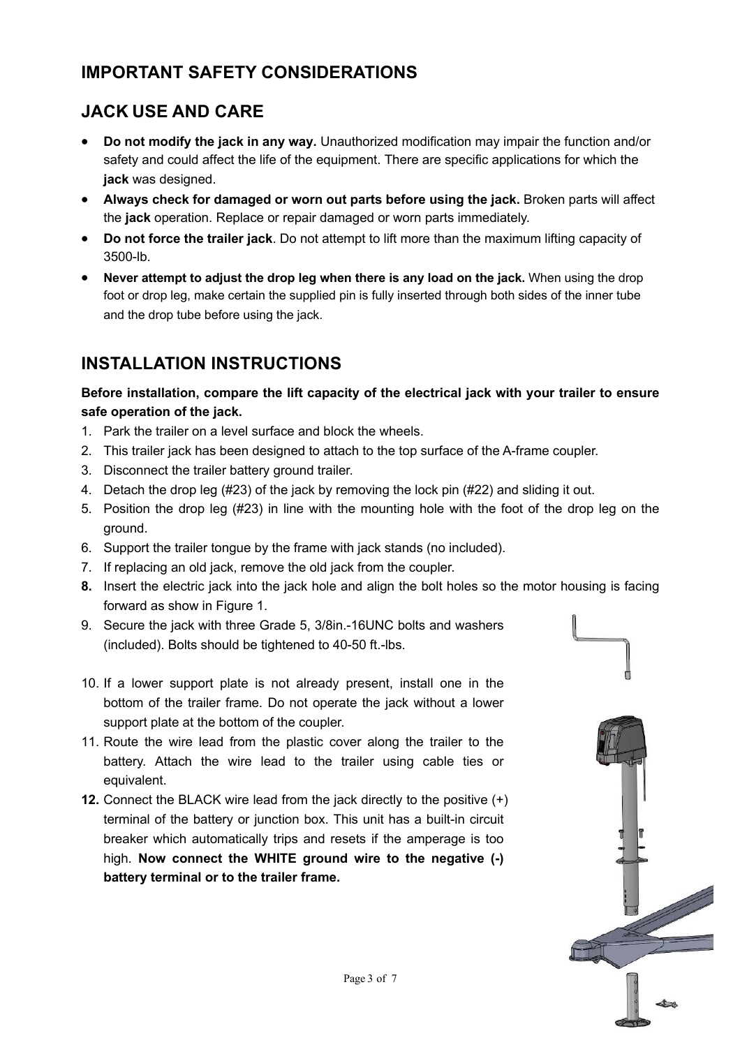## IMPORTANT SAFETY CONSIDERATIONS

## JACK USE AND CARE

- **Do not modify the jack in any way.** Unauthorized modification may impair the function and/or safety and could affect the life of the equipment. There are specific applications for which the **jack** was designed.
- **Always check for damaged or worn out parts before using the jack.** Broken parts will affect the **jack** operation. Replace or repair damaged or worn parts immediately.
- **Do not force the trailer jack**. Do not attempt to lift more than the maximum lifting capacity of 3500-lb.
- **Never attempt to adjust the drop leg when there is any load on the jack.** When using the drop foot or drop leg, make certain the supplied pin is fully inserted through both sides of the inner tube and the drop tube before using the jack.

## INSTALLATION INSTRUCTIONS

**Before installation, compare the lift capacity of the electrical jack with your trailer to ensure safe operation of the jack.**

1. Park the trailer on a level surface and block the wheels.
2. This trailer jack has been designed to attach to the top surface of the A-frame coupler.
3. Disconnect the trailer battery ground trailer.
4. Detach the drop leg (#23) of the jack by removing the lock pin (#22) and sliding it out.
5. Position the drop leg (#23) in line with the mounting hole with the foot of the drop leg on the ground.
6. Support the trailer tongue by the frame with jack stands (no included).
7. If replacing an old jack, remove the old jack from the coupler.
8. Insert the electric jack into the jack hole and align the bolt holes so the motor housing is facing forward as show in Figure 1.
9. Secure the jack with three Grade 5, 3/8in.-16UNC bolts and washers (included). Bolts should be tightened to 40-50 ft.-lbs.
10. If a lower support plate is not already present, install one in the bottom of the trailer frame. Do not operate the jack without a lower support plate at the bottom of the coupler.
11. Route the wire lead from the plastic cover along the trailer to the battery. Attach the wire lead to the trailer using cable ties or equivalent.
12. Connect the BLACK wire lead from the jack directly to the positive (+) terminal of the battery or junction box. This unit has a built-in circuit breaker which automatically trips and resets if the amperage is too high. **Now connect the WHITE ground wire to the negative (-) battery terminal or to the trailer frame.**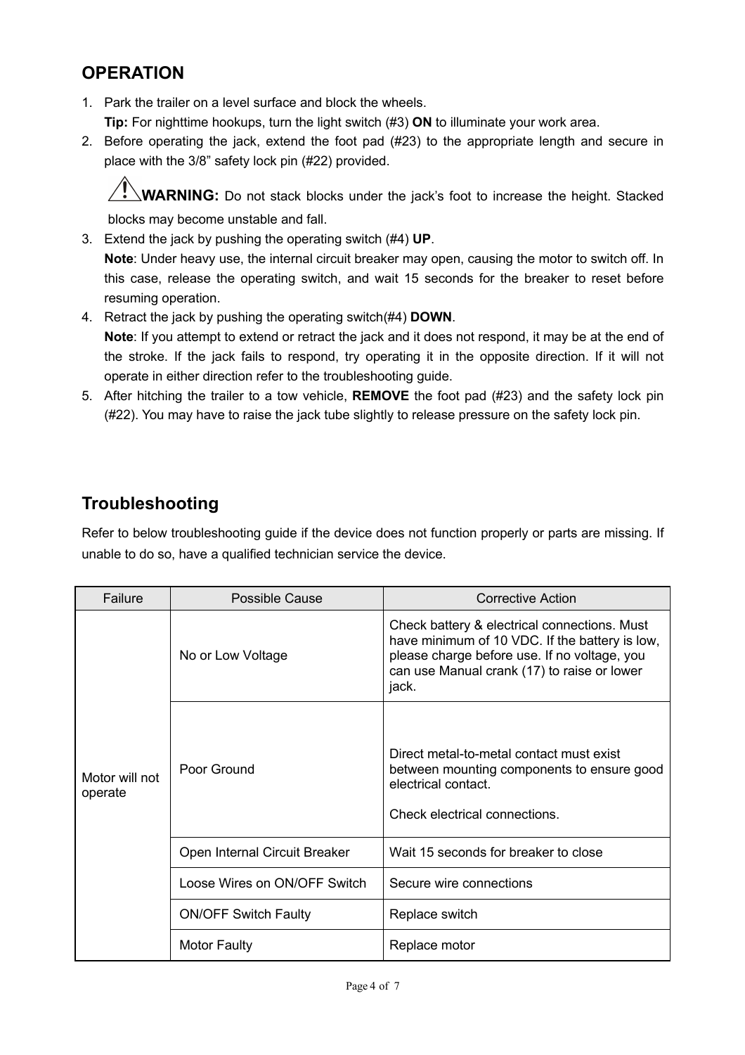## OPERATION

1. Park the trailer on a level surface and block the wheels.
   **Tip:** For nighttime hookups, turn the light switch (#3) **ON** to illuminate your work area.
2. Before operating the jack, extend the foot pad (#23) to the appropriate length and secure in place with the 3/8" safety lock pin (#22) provided.

   ⚠ **WARNING:** Do not stack blocks under the jack's foot to increase the height. Stacked blocks may become unstable and fall.
3. Extend the jack by pushing the operating switch (#4) **UP**.
   **Note**: Under heavy use, the internal circuit breaker may open, causing the motor to switch off. In this case, release the operating switch, and wait 15 seconds for the breaker to reset before resuming operation.
4. Retract the jack by pushing the operating switch(#4) **DOWN**.
   **Note**: If you attempt to extend or retract the jack and it does not respond, it may be at the end of the stroke. If the jack fails to respond, try operating it in the opposite direction. If it will not operate in either direction refer to the troubleshooting guide.
5. After hitching the trailer to a tow vehicle, **REMOVE** the foot pad (#23) and the safety lock pin (#22). You may have to raise the jack tube slightly to release pressure on the safety lock pin.

## Troubleshooting

Refer to below troubleshooting guide if the device does not function properly or parts are missing. If unable to do so, have a qualified technician service the device.

| Failure | Possible Cause | Corrective Action |
|---|---|---|
| Motor will not operate | No or Low Voltage | Check battery & electrical connections. Must have minimum of 10 VDC. If the battery is low, please charge before use. If no voltage, you can use Manual crank (17) to raise or lower jack. |
| | Poor Ground | Direct metal-to-metal contact must exist between mounting components to ensure good electrical contact. Check electrical connections. |
| | Open Internal Circuit Breaker | Wait 15 seconds for breaker to close |
| | Loose Wires on ON/OFF Switch | Secure wire connections |
| | ON/OFF Switch Faulty | Replace switch |
| | Motor Faulty | Replace motor |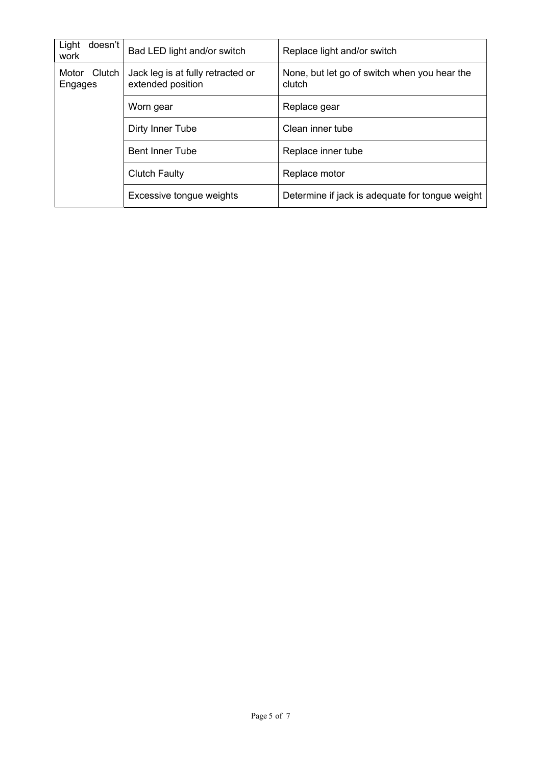| Light doesn't work | Bad LED light and/or switch | Replace light and/or switch |
|---|---|---|
| Motor Clutch Engages | Jack leg is at fully retracted or extended position | None, but let go of switch when you hear the clutch |
| | Worn gear | Replace gear |
| | Dirty Inner Tube | Clean inner tube |
| | Bent Inner Tube | Replace inner tube |
| | Clutch Faulty | Replace motor |
| | Excessive tongue weights | Determine if jack is adequate for tongue weight |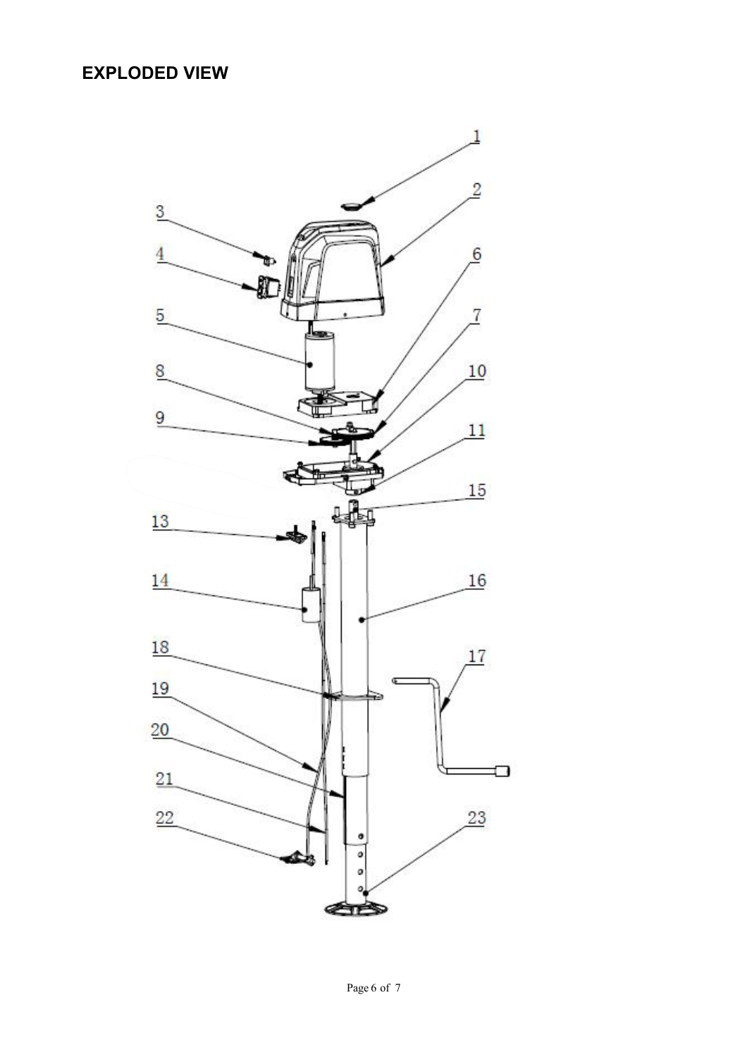## EXPLODED VIEW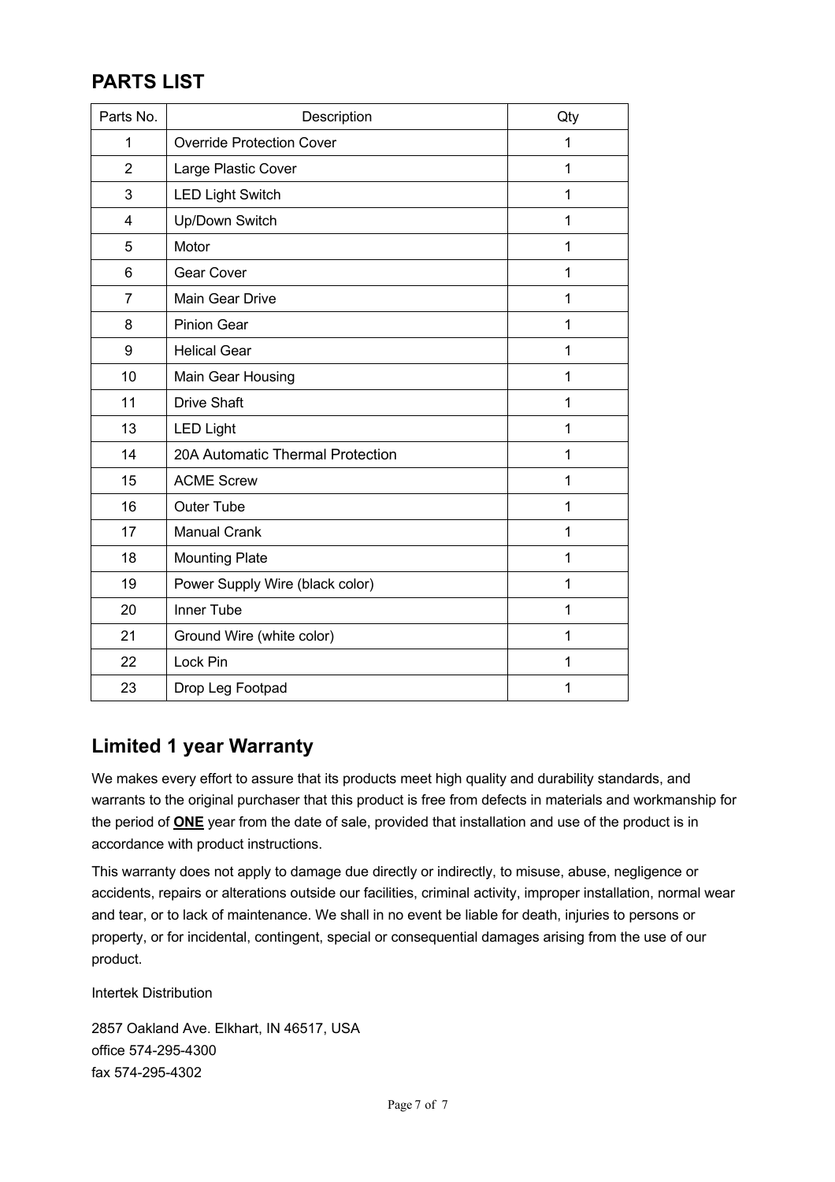## PARTS LIST

| Parts No. | Description | Qty |
|---|---|---|
| 1 | Override Protection Cover | 1 |
| 2 | Large Plastic Cover | 1 |
| 3 | LED Light Switch | 1 |
| 4 | Up/Down Switch | 1 |
| 5 | Motor | 1 |
| 6 | Gear Cover | 1 |
| 7 | Main Gear Drive | 1 |
| 8 | Pinion Gear | 1 |
| 9 | Helical Gear | 1 |
| 10 | Main Gear Housing | 1 |
| 11 | Drive Shaft | 1 |
| 13 | LED Light | 1 |
| 14 | 20A Automatic Thermal Protection | 1 |
| 15 | ACME Screw | 1 |
| 16 | Outer Tube | 1 |
| 17 | Manual Crank | 1 |
| 18 | Mounting Plate | 1 |
| 19 | Power Supply Wire (black color) | 1 |
| 20 | Inner Tube | 1 |
| 21 | Ground Wire (white color) | 1 |
| 22 | Lock Pin | 1 |
| 23 | Drop Leg Footpad | 1 |

## Limited 1 year Warranty

We makes every effort to assure that its products meet high quality and durability standards, and warrants to the original purchaser that this product is free from defects in materials and workmanship for the period of **ONE** year from the date of sale, provided that installation and use of the product is in accordance with product instructions.

This warranty does not apply to damage due directly or indirectly, to misuse, abuse, negligence or accidents, repairs or alterations outside our facilities, criminal activity, improper installation, normal wear and tear, or to lack of maintenance. We shall in no event be liable for death, injuries to persons or property, or for incidental, contingent, special or consequential damages arising from the use of our product.

Intertek Distribution

2857 Oakland Ave. Elkhart, IN 46517, USA
office 574-295-4300
fax 574-295-4302